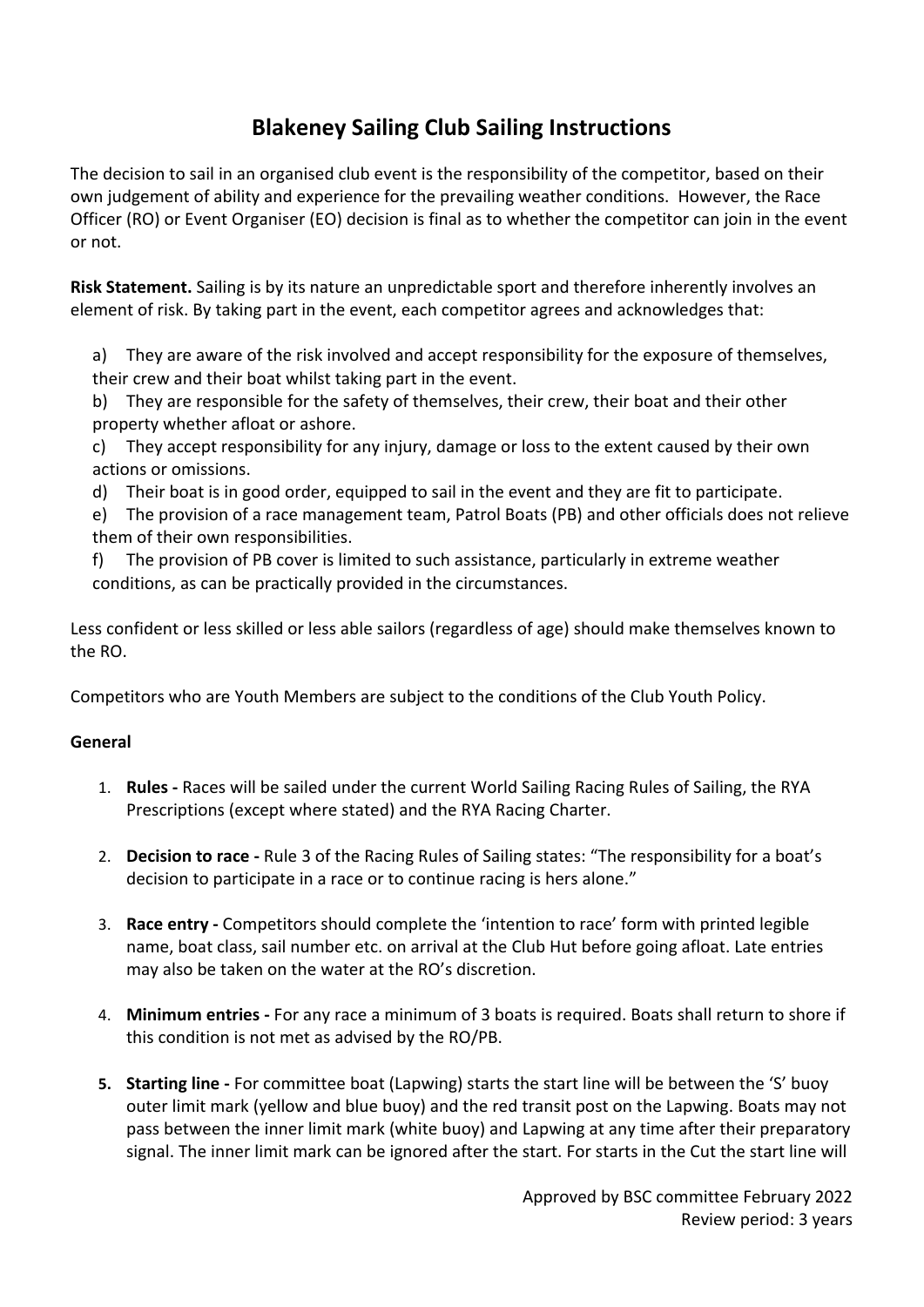# Blakeney Sailing Club Sailing Instructions

The decision to sail in an organised club event is the responsibility of the competitor, based on their own judgement of ability and experience for the prevailing weather conditions. However, the Race Officer (RO) or Event Organiser (EO) decision is final as to whether the competitor can join in the event or not.

**Risk Statement.** Sailing is by its nature an unpredictable sport and therefore inherently involves an element of risk. By taking part in the event, each competitor agrees and acknowledges that:

a) They are aware of the risk involved and accept responsibility for the exposure of themselves, their crew and their boat whilst taking part in the event.

b) They are responsible for the safety of themselves, their crew, their boat and their other property whether afloat or ashore.

c) They accept responsibility for any injury, damage or loss to the extent caused by their own actions or omissions.

d) Their boat is in good order, equipped to sail in the event and they are fit to participate.

e) The provision of a race management team, Patrol Boats (PB) and other officials does not relieve them of their own responsibilities.

f) The provision of PB cover is limited to such assistance, particularly in extreme weather conditions, as can be practically provided in the circumstances.

Less confident or less skilled or less able sailors (regardless of age) should make themselves known to the RO.

Competitors who are Youth Members are subject to the conditions of the Club Youth Policy.

**General**

1. **Rules -** Races will be sailed under the current World Sailing Racing Rules of Sailing, the RYA Prescriptions (except where stated) and the RYA Racing Charter.

2. **Decision to race -** Rule 3 of the Racing Rules of Sailing states: "The responsibility for a boat's decision to participate in a race or to continue racing is hers alone."

3. **Race entry -** Competitors should complete the 'intention to race' form with printed legible name, boat class, sail number etc. on arrival at the Club Hut before going afloat. Late entries may also be taken on the water at the RO's discretion.

4. **Minimum entries -** For any race a minimum of 3 boats is required. Boats shall return to shore if this condition is not met as advised by the RO/PB.

5. **Starting line -** For committee boat (Lapwing) starts the start line will be between the 'S' buoy outer limit mark (yellow and blue buoy) and the red transit post on the Lapwing. Boats may not pass between the inner limit mark (white buoy) and Lapwing at any time after their preparatory signal. The inner limit mark can be ignored after the start. For starts in the Cut the start line will

Approved by BSC committee February 2022
Review period: 3 years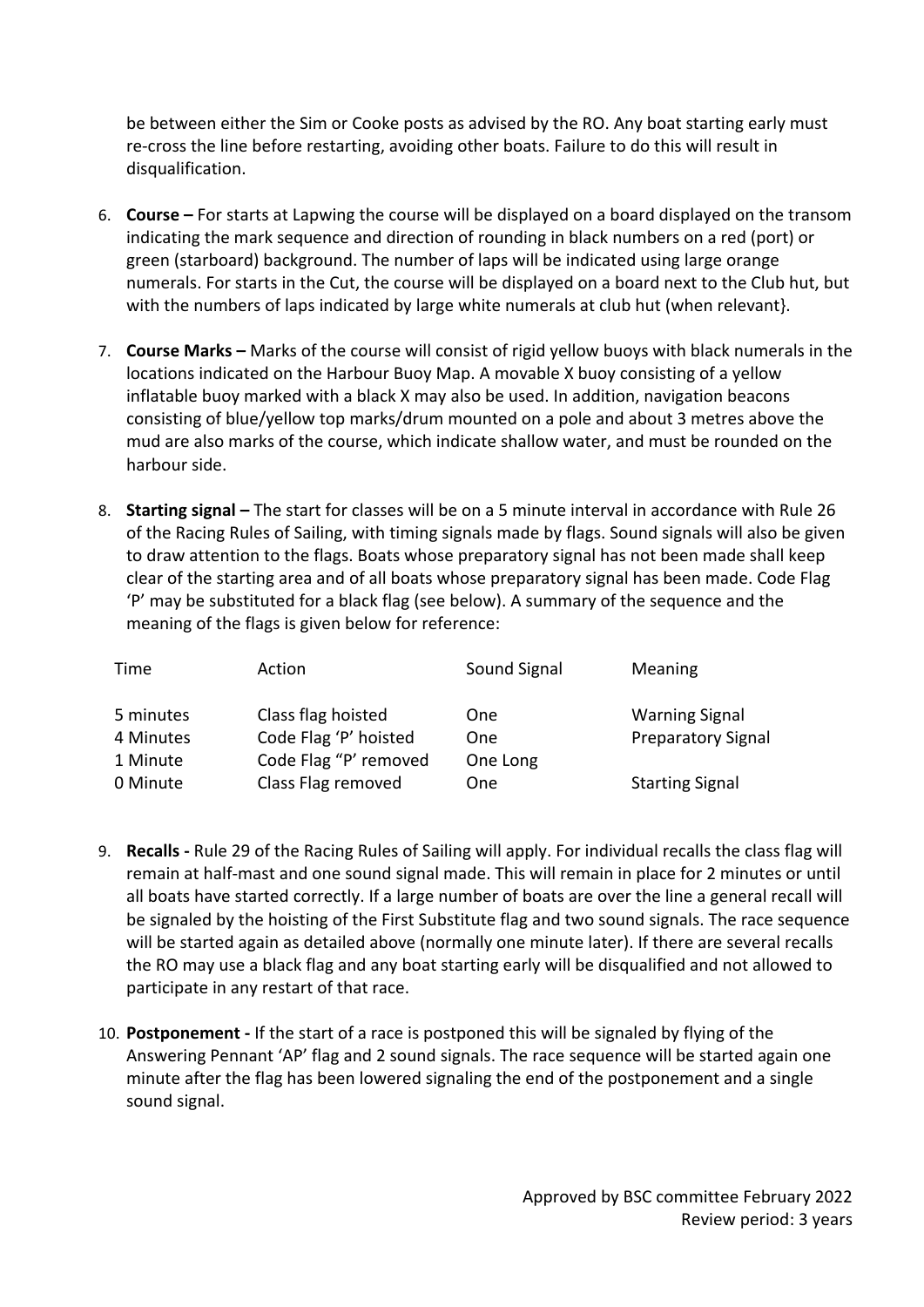be between either the Sim or Cooke posts as advised by the RO. Any boat starting early must re-cross the line before restarting, avoiding other boats. Failure to do this will result in disqualification.

6. **Course –** For starts at Lapwing the course will be displayed on a board displayed on the transom indicating the mark sequence and direction of rounding in black numbers on a red (port) or green (starboard) background. The number of laps will be indicated using large orange numerals. For starts in the Cut, the course will be displayed on a board next to the Club hut, but with the numbers of laps indicated by large white numerals at club hut (when relevant}.

7. **Course Marks –** Marks of the course will consist of rigid yellow buoys with black numerals in the locations indicated on the Harbour Buoy Map. A movable X buoy consisting of a yellow inflatable buoy marked with a black X may also be used. In addition, navigation beacons consisting of blue/yellow top marks/drum mounted on a pole and about 3 metres above the mud are also marks of the course, which indicate shallow water, and must be rounded on the harbour side.

8. **Starting signal –** The start for classes will be on a 5 minute interval in accordance with Rule 26 of the Racing Rules of Sailing, with timing signals made by flags. Sound signals will also be given to draw attention to the flags. Boats whose preparatory signal has not been made shall keep clear of the starting area and of all boats whose preparatory signal has been made. Code Flag 'P' may be substituted for a black flag (see below). A summary of the sequence and the meaning of the flags is given below for reference:

| Time | Action | Sound Signal | Meaning |
|---|---|---|---|
| 5 minutes | Class flag hoisted | One | Warning Signal |
| 4 Minutes | Code Flag 'P' hoisted | One | Preparatory Signal |
| 1 Minute | Code Flag "P" removed | One Long | |
| 0 Minute | Class Flag removed | One | Starting Signal |

9. **Recalls -** Rule 29 of the Racing Rules of Sailing will apply. For individual recalls the class flag will remain at half-mast and one sound signal made. This will remain in place for 2 minutes or until all boats have started correctly. If a large number of boats are over the line a general recall will be signaled by the hoisting of the First Substitute flag and two sound signals. The race sequence will be started again as detailed above (normally one minute later). If there are several recalls the RO may use a black flag and any boat starting early will be disqualified and not allowed to participate in any restart of that race.

10. **Postponement -** If the start of a race is postponed this will be signaled by flying of the Answering Pennant 'AP' flag and 2 sound signals. The race sequence will be started again one minute after the flag has been lowered signaling the end of the postponement and a single sound signal.

Approved by BSC committee February 2022
Review period: 3 years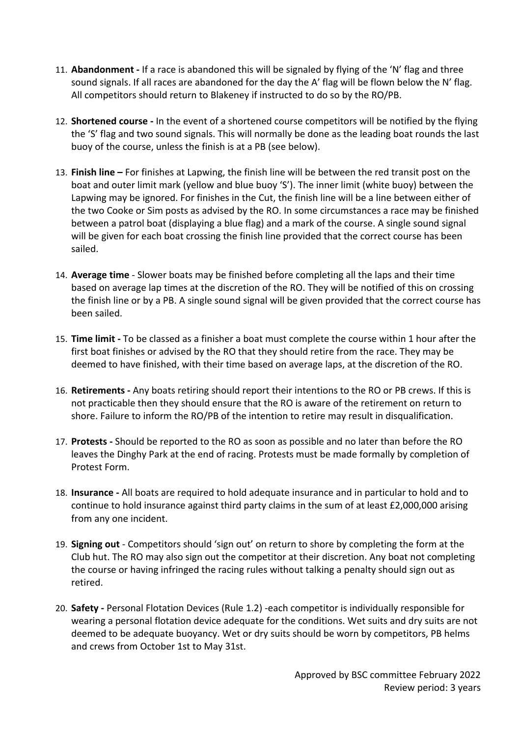11. **Abandonment -** If a race is abandoned this will be signaled by flying of the 'N' flag and three sound signals. If all races are abandoned for the day the A' flag will be flown below the N' flag. All competitors should return to Blakeney if instructed to do so by the RO/PB.

12. **Shortened course -** In the event of a shortened course competitors will be notified by the flying the 'S' flag and two sound signals. This will normally be done as the leading boat rounds the last buoy of the course, unless the finish is at a PB (see below).

13. **Finish line –** For finishes at Lapwing, the finish line will be between the red transit post on the boat and outer limit mark (yellow and blue buoy 'S'). The inner limit (white buoy) between the Lapwing may be ignored. For finishes in the Cut, the finish line will be a line between either of the two Cooke or Sim posts as advised by the RO. In some circumstances a race may be finished between a patrol boat (displaying a blue flag) and a mark of the course. A single sound signal will be given for each boat crossing the finish line provided that the correct course has been sailed.

14. **Average time** - Slower boats may be finished before completing all the laps and their time based on average lap times at the discretion of the RO. They will be notified of this on crossing the finish line or by a PB. A single sound signal will be given provided that the correct course has been sailed.

15. **Time limit -** To be classed as a finisher a boat must complete the course within 1 hour after the first boat finishes or advised by the RO that they should retire from the race. They may be deemed to have finished, with their time based on average laps, at the discretion of the RO.

16. **Retirements -** Any boats retiring should report their intentions to the RO or PB crews. If this is not practicable then they should ensure that the RO is aware of the retirement on return to shore. Failure to inform the RO/PB of the intention to retire may result in disqualification.

17. **Protests -** Should be reported to the RO as soon as possible and no later than before the RO leaves the Dinghy Park at the end of racing. Protests must be made formally by completion of Protest Form.

18. **Insurance -** All boats are required to hold adequate insurance and in particular to hold and to continue to hold insurance against third party claims in the sum of at least £2,000,000 arising from any one incident.

19. **Signing out** - Competitors should 'sign out' on return to shore by completing the form at the Club hut. The RO may also sign out the competitor at their discretion. Any boat not completing the course or having infringed the racing rules without talking a penalty should sign out as retired.

20. **Safety -** Personal Flotation Devices (Rule 1.2) -each competitor is individually responsible for wearing a personal flotation device adequate for the conditions. Wet suits and dry suits are not deemed to be adequate buoyancy. Wet or dry suits should be worn by competitors, PB helms and crews from October 1st to May 31st.

Approved by BSC committee February 2022
Review period: 3 years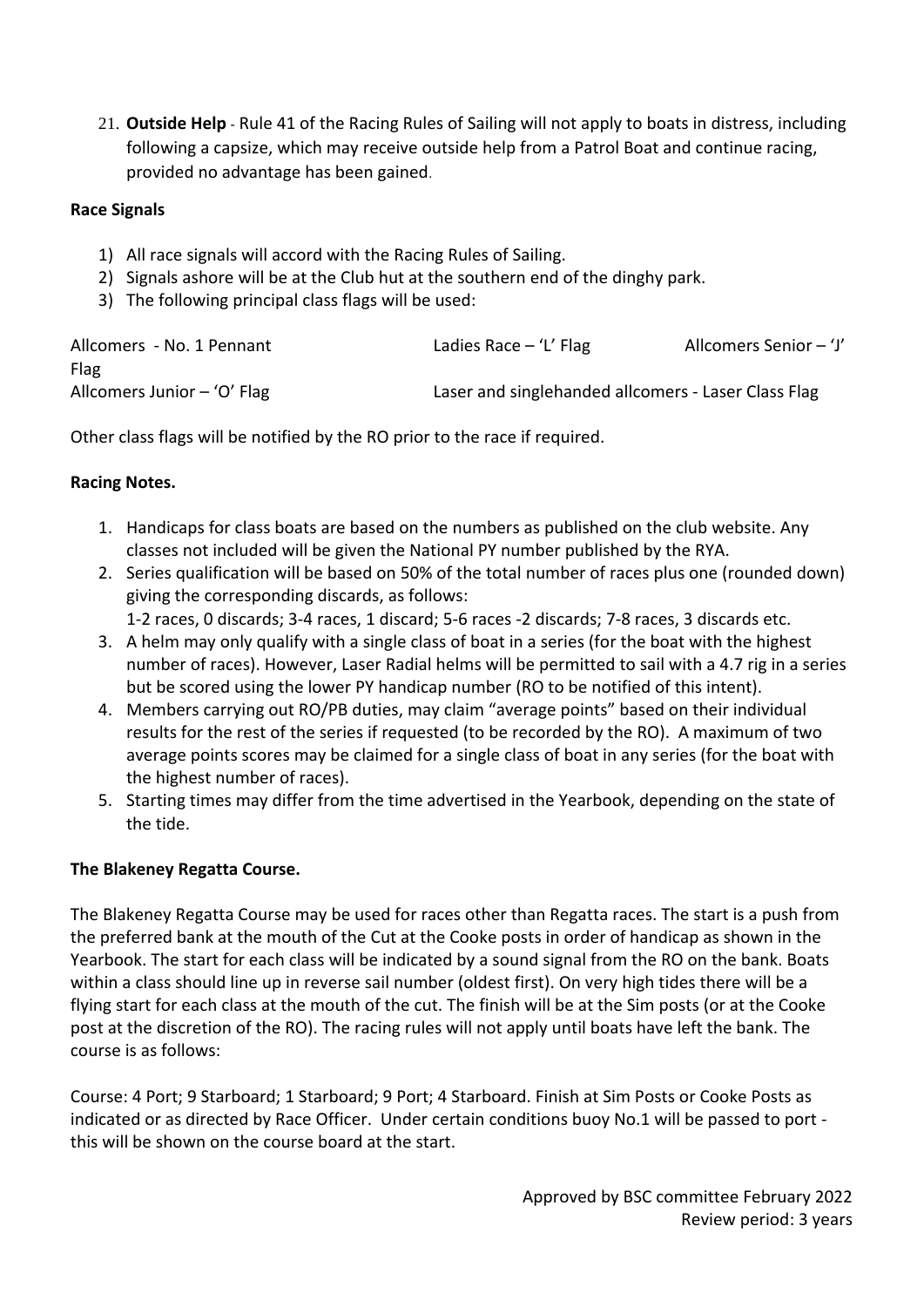21. **Outside Help** - Rule 41 of the Racing Rules of Sailing will not apply to boats in distress, including following a capsize, which may receive outside help from a Patrol Boat and continue racing, provided no advantage has been gained.

**Race Signals**

1) All race signals will accord with the Racing Rules of Sailing.
2) Signals ashore will be at the Club hut at the southern end of the dinghy park.
3) The following principal class flags will be used:

Allcomers - No. 1 Pennant Flag
Ladies Race – 'L' Flag
Allcomers Senior – 'J'
Allcomers Junior – 'O' Flag
Laser and singlehanded allcomers - Laser Class Flag

Other class flags will be notified by the RO prior to the race if required.

**Racing Notes.**

1. Handicaps for class boats are based on the numbers as published on the club website. Any classes not included will be given the National PY number published by the RYA.
2. Series qualification will be based on 50% of the total number of races plus one (rounded down) giving the corresponding discards, as follows:
   1-2 races, 0 discards; 3-4 races, 1 discard; 5-6 races -2 discards; 7-8 races, 3 discards etc.
3. A helm may only qualify with a single class of boat in a series (for the boat with the highest number of races). However, Laser Radial helms will be permitted to sail with a 4.7 rig in a series but be scored using the lower PY handicap number (RO to be notified of this intent).
4. Members carrying out RO/PB duties, may claim "average points" based on their individual results for the rest of the series if requested (to be recorded by the RO). A maximum of two average points scores may be claimed for a single class of boat in any series (for the boat with the highest number of races).
5. Starting times may differ from the time advertised in the Yearbook, depending on the state of the tide.

**The Blakeney Regatta Course.**

The Blakeney Regatta Course may be used for races other than Regatta races. The start is a push from the preferred bank at the mouth of the Cut at the Cooke posts in order of handicap as shown in the Yearbook. The start for each class will be indicated by a sound signal from the RO on the bank. Boats within a class should line up in reverse sail number (oldest first). On very high tides there will be a flying start for each class at the mouth of the cut. The finish will be at the Sim posts (or at the Cooke post at the discretion of the RO). The racing rules will not apply until boats have left the bank. The course is as follows:

Course: 4 Port; 9 Starboard; 1 Starboard; 9 Port; 4 Starboard. Finish at Sim Posts or Cooke Posts as indicated or as directed by Race Officer. Under certain conditions buoy No.1 will be passed to port - this will be shown on the course board at the start.

Approved by BSC committee February 2022
Review period: 3 years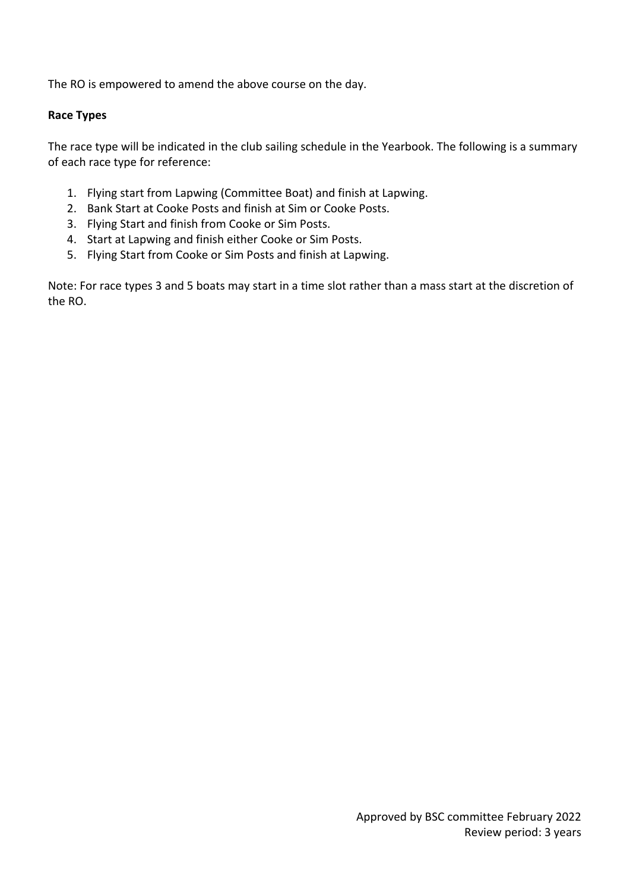The RO is empowered to amend the above course on the day.

**Race Types**

The race type will be indicated in the club sailing schedule in the Yearbook. The following is a summary of each race type for reference:

1. Flying start from Lapwing (Committee Boat) and finish at Lapwing.
2. Bank Start at Cooke Posts and finish at Sim or Cooke Posts.
3. Flying Start and finish from Cooke or Sim Posts.
4. Start at Lapwing and finish either Cooke or Sim Posts.
5. Flying Start from Cooke or Sim Posts and finish at Lapwing.

Note: For race types 3 and 5 boats may start in a time slot rather than a mass start at the discretion of the RO.

Approved by BSC committee February 2022
Review period: 3 years